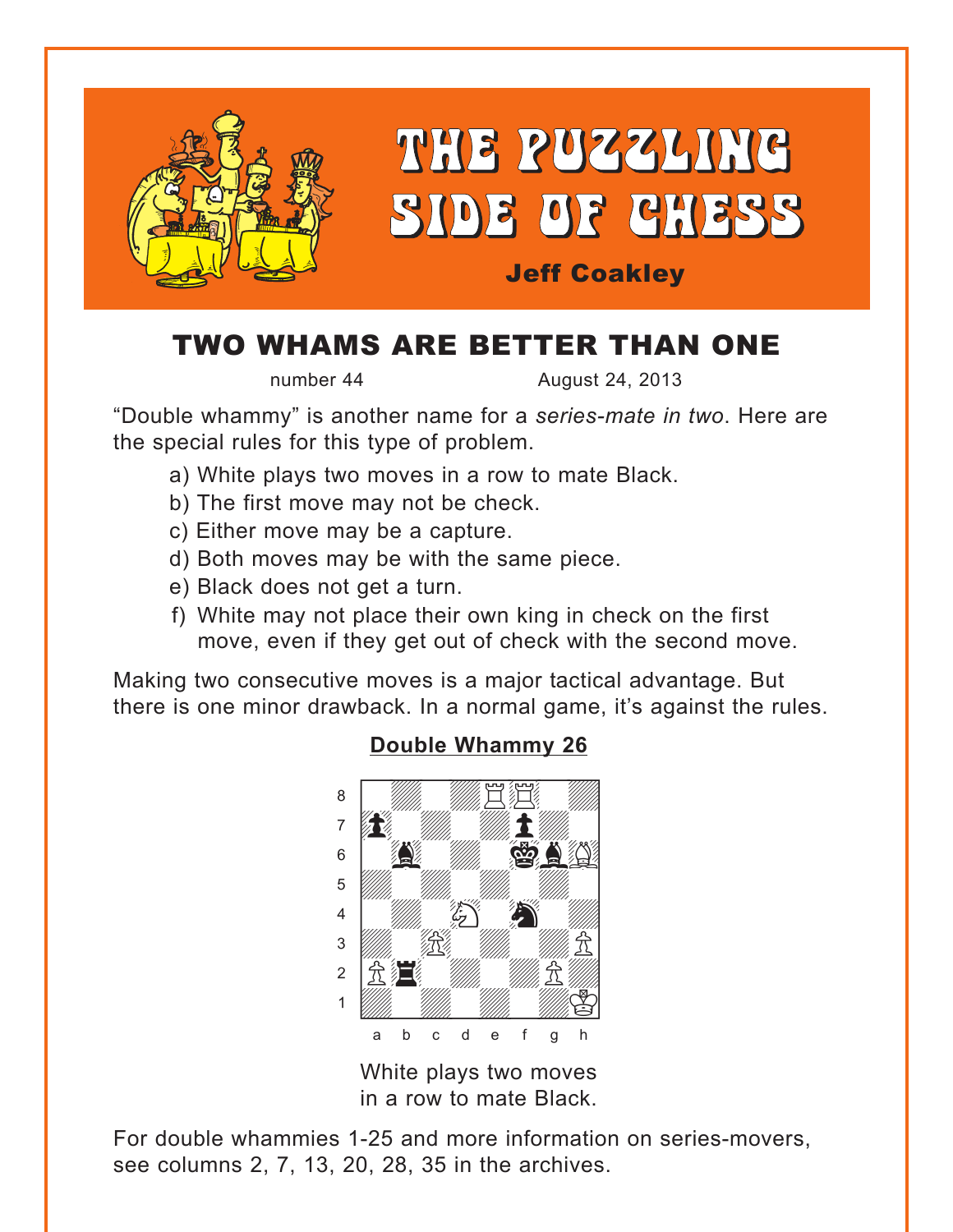# THE PUZZLING SIDE OF CHESS

**Jeff Coakley**

## TWO WHAMS ARE BETTER THAN ONE

number 44 August 24, 2013

"Double whammy" is another name for a *series-mate in two*. Here are the special rules for this type of problem.

a) White plays two moves in a row to mate Black.
b) The first move may not be check.
c) Either move may be a capture.
d) Both moves may be with the same piece.
e) Black does not get a turn.
f) White may not place their own king in check on the first move, even if they get out of check with the second move.

Making two consecutive moves is a major tactical advantage. But there is one minor drawback. In a normal game, it's against the rules.

**Double Whammy 26**

White plays two moves in a row to mate Black.

For double whammies 1-25 and more information on series-movers, see columns 2, 7, 13, 20, 28, 35 in the archives.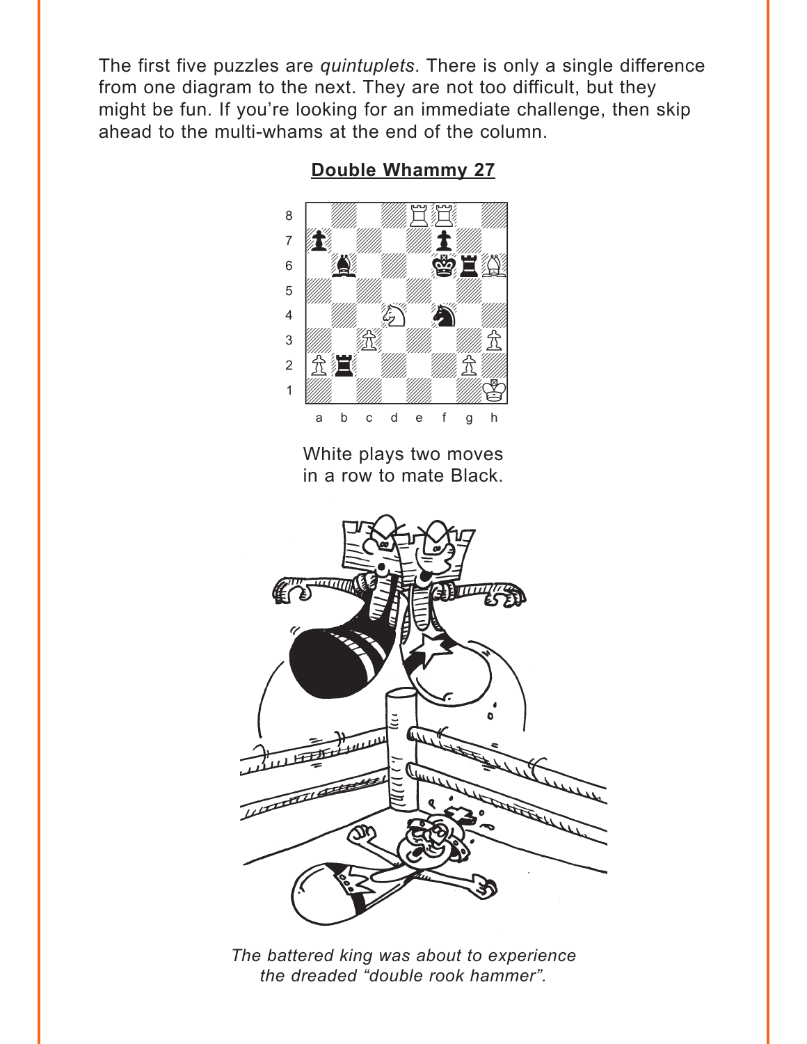The first five puzzles are *quintuplets*. There is only a single difference from one diagram to the next. They are not too difficult, but they might be fun. If you're looking for an immediate challenge, then skip ahead to the multi-whams at the end of the column.

## Double Whammy 27

White plays two moves in a row to mate Black.

*The battered king was about to experience the dreaded "double rook hammer".*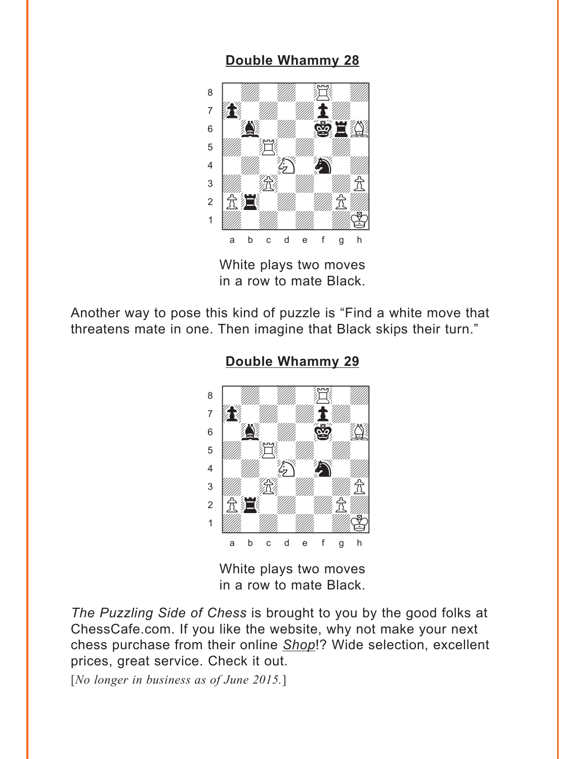**Double Whammy 28**

White plays two moves in a row to mate Black.

Another way to pose this kind of puzzle is "Find a white move that threatens mate in one. Then imagine that Black skips their turn."

**Double Whammy 29**

White plays two moves in a row to mate Black.

*The Puzzling Side of Chess* is brought to you by the good folks at ChessCafe.com. If you like the website, why not make your next chess purchase from their online *Shop*!? Wide selection, excellent prices, great service. Check it out.

[*No longer in business as of June 2015.*]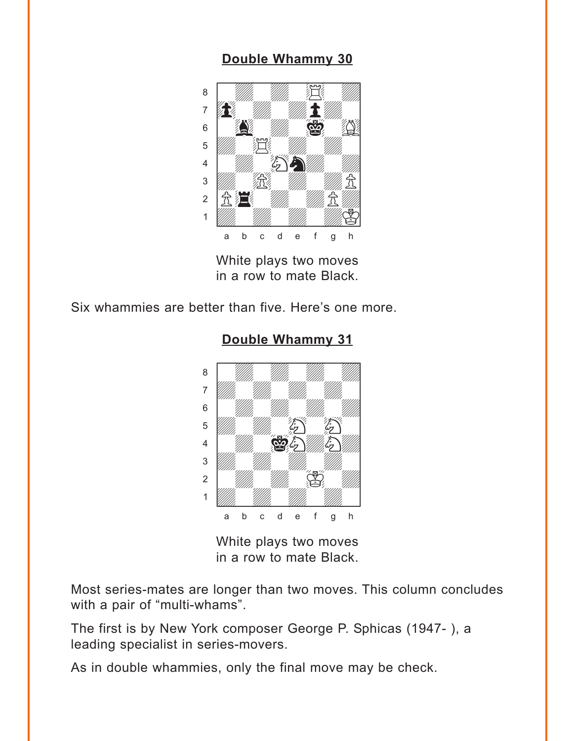**Double Whammy 30**

White plays two moves
in a row to mate Black.

Six whammies are better than five. Here's one more.

**Double Whammy 31**

White plays two moves
in a row to mate Black.

Most series-mates are longer than two moves. This column concludes with a pair of "multi-whams".

The first is by New York composer George P. Sphicas (1947- ), a leading specialist in series-movers.

As in double whammies, only the final move may be check.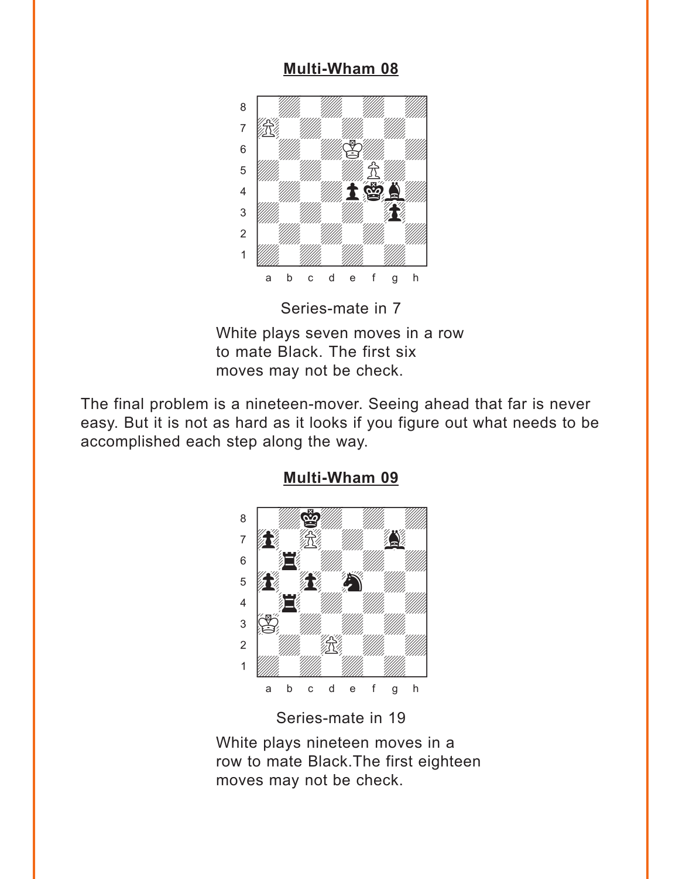## Multi-Wham 08

Series-mate in 7

White plays seven moves in a row to mate Black. The first six moves may not be check.

The final problem is a nineteen-mover. Seeing ahead that far is never easy. But it is not as hard as it looks if you figure out what needs to be accomplished each step along the way.

## Multi-Wham 09

Series-mate in 19

White plays nineteen moves in a row to mate Black.The first eighteen moves may not be check.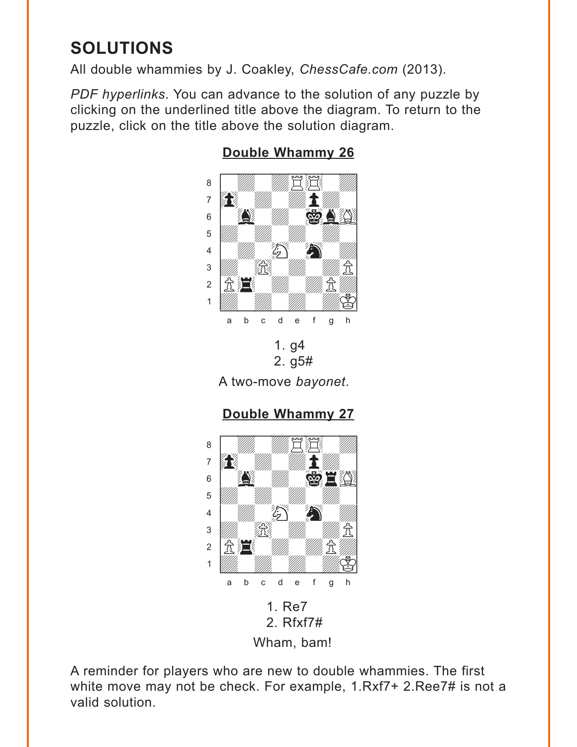## SOLUTIONS

All double whammies by J. Coakley, *ChessCafe.com* (2013).

*PDF hyperlinks*. You can advance to the solution of any puzzle by clicking on the underlined title above the diagram. To return to the puzzle, click on the title above the solution diagram.

### Double Whammy 26

1. g4
2. g5#

A two-move *bayonet*.

### Double Whammy 27

1. Re7
2. Rfxf7#

Wham, bam!

A reminder for players who are new to double whammies. The first white move may not be check. For example, 1.Rxf7+ 2.Ree7# is not a valid solution.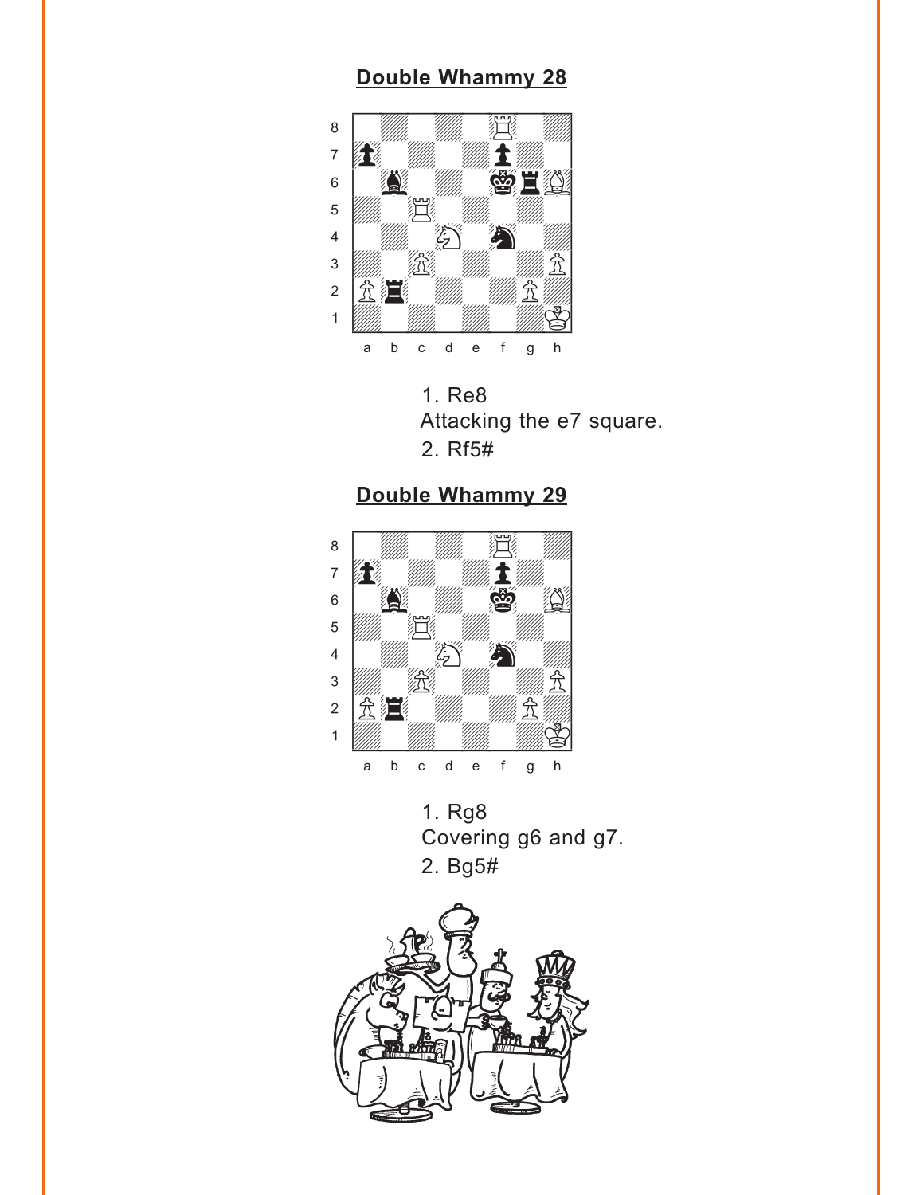## Double Whammy 28

1. Re8
Attacking the e7 square.
2. Rf5#

## Double Whammy 29

1. Rg8
Covering g6 and g7.
2. Bg5#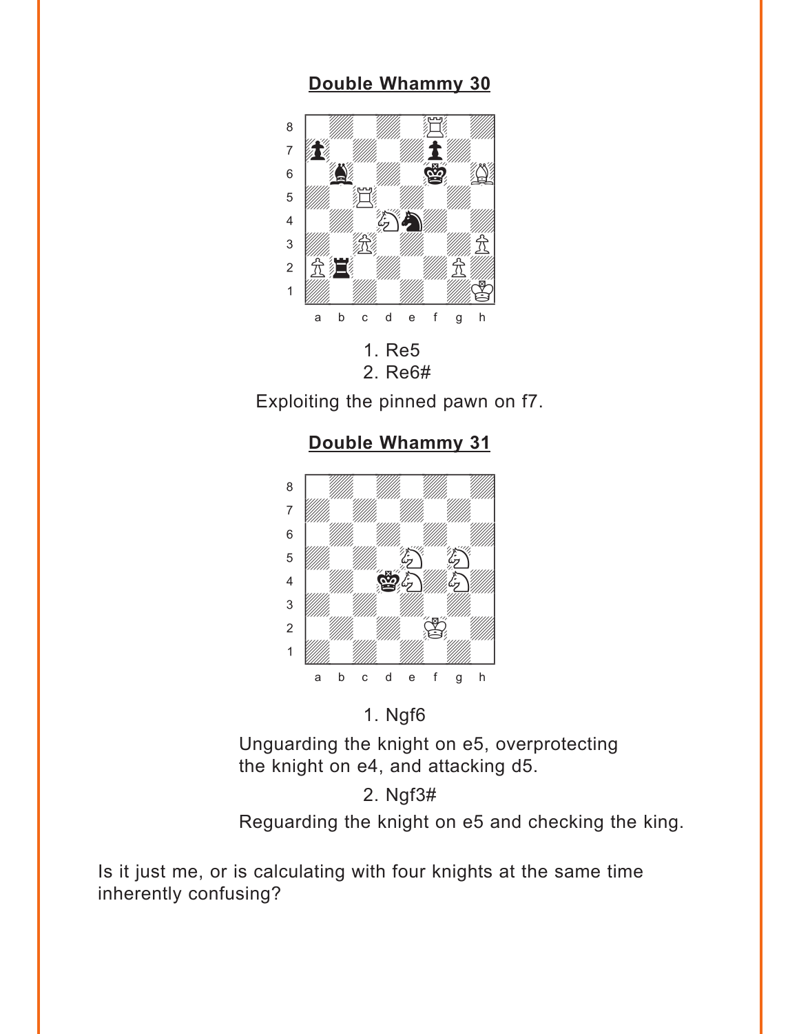## Double Whammy 30

1. Re5
2. Re6#

Exploiting the pinned pawn on f7.

## Double Whammy 31

1. Ngf6

Unguarding the knight on e5, overprotecting the knight on e4, and attacking d5.

2. Ngf3#

Reguarding the knight on e5 and checking the king.

Is it just me, or is calculating with four knights at the same time inherently confusing?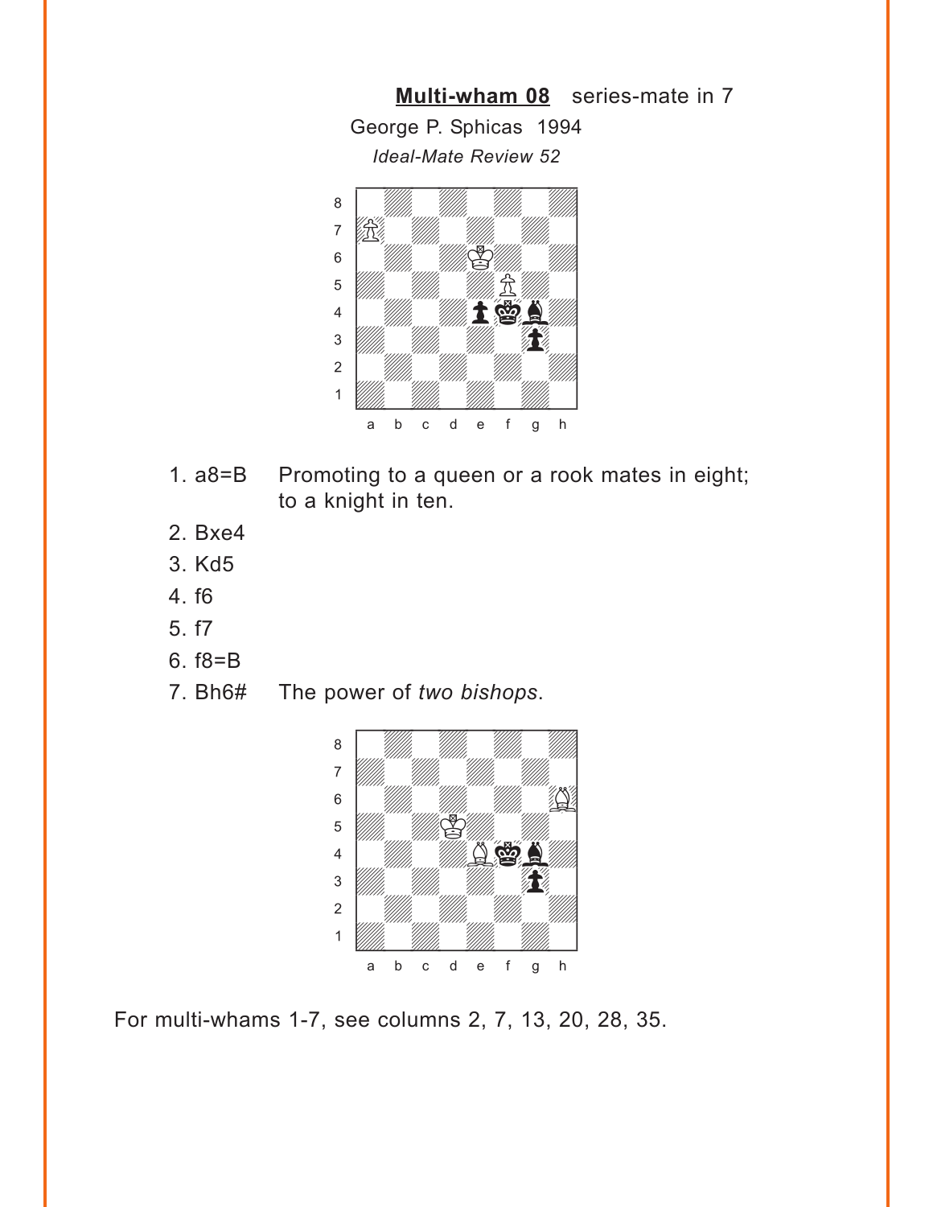**Multi-wham 08** series-mate in 7

George P. Sphicas 1994

*Ideal-Mate Review 52*

1. a8=B Promoting to a queen or a rook mates in eight; to a knight in ten.
2. Bxe4
3. Kd5
4. f6
5. f7
6. f8=B
7. Bh6# The power of *two bishops*.

For multi-whams 1-7, see columns 2, 7, 13, 20, 28, 35.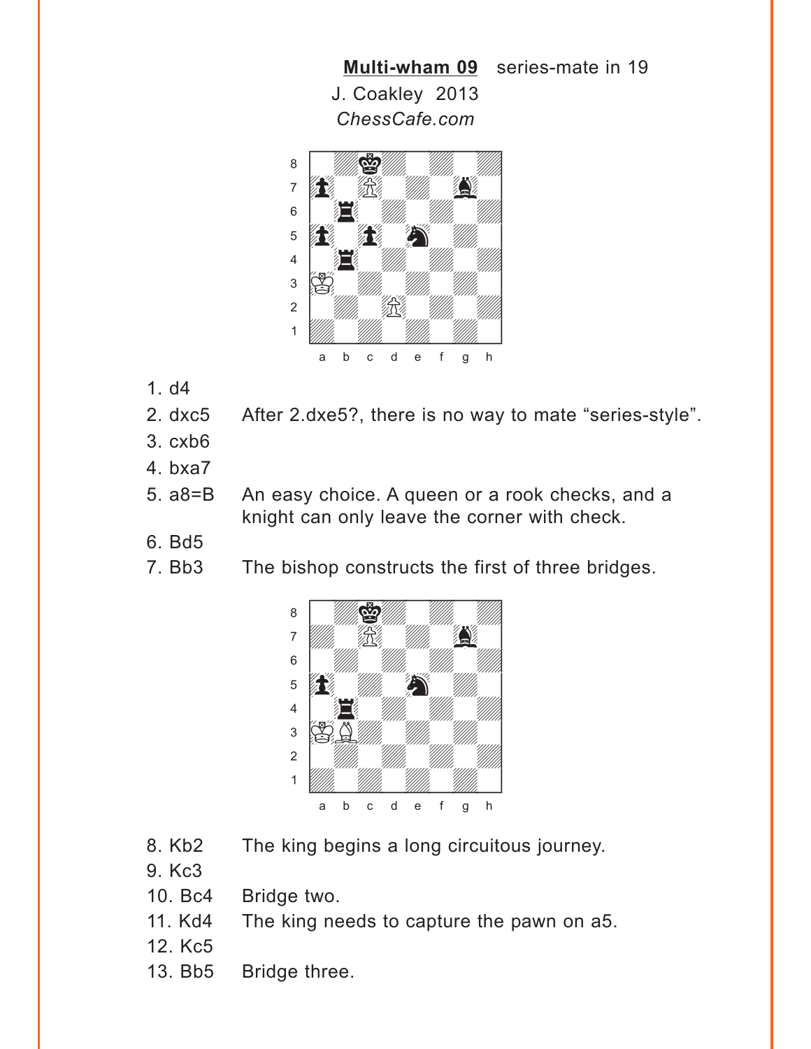**Multi-wham 09** series-mate in 19
J. Coakley 2013
*ChessCafe.com*

1. d4
2. dxc5 After 2.dxe5?, there is no way to mate "series-style".
3. cxb6
4. bxa7
5. a8=B An easy choice. A queen or a rook checks, and a knight can only leave the corner with check.
6. Bd5
7. Bb3 The bishop constructs the first of three bridges.

8. Kb2 The king begins a long circuitous journey.
9. Kc3
10. Bc4 Bridge two.
11. Kd4 The king needs to capture the pawn on a5.
12. Kc5
13. Bb5 Bridge three.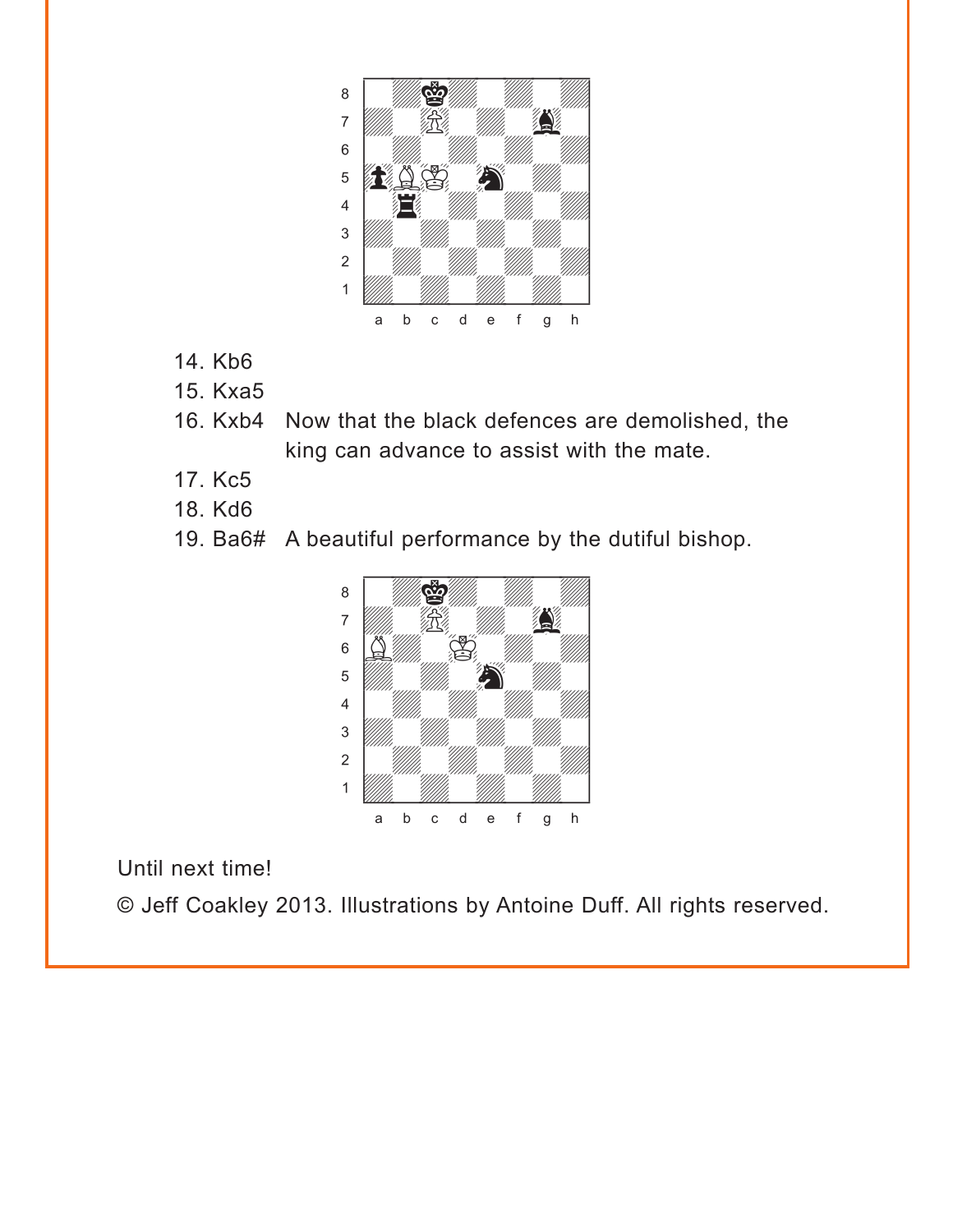14. Kb6
15. Kxa5
16. Kxb4 Now that the black defences are demolished, the king can advance to assist with the mate.
17. Kc5
18. Kd6
19. Ba6# A beautiful performance by the dutiful bishop.

Until next time!

© Jeff Coakley 2013. Illustrations by Antoine Duff. All rights reserved.